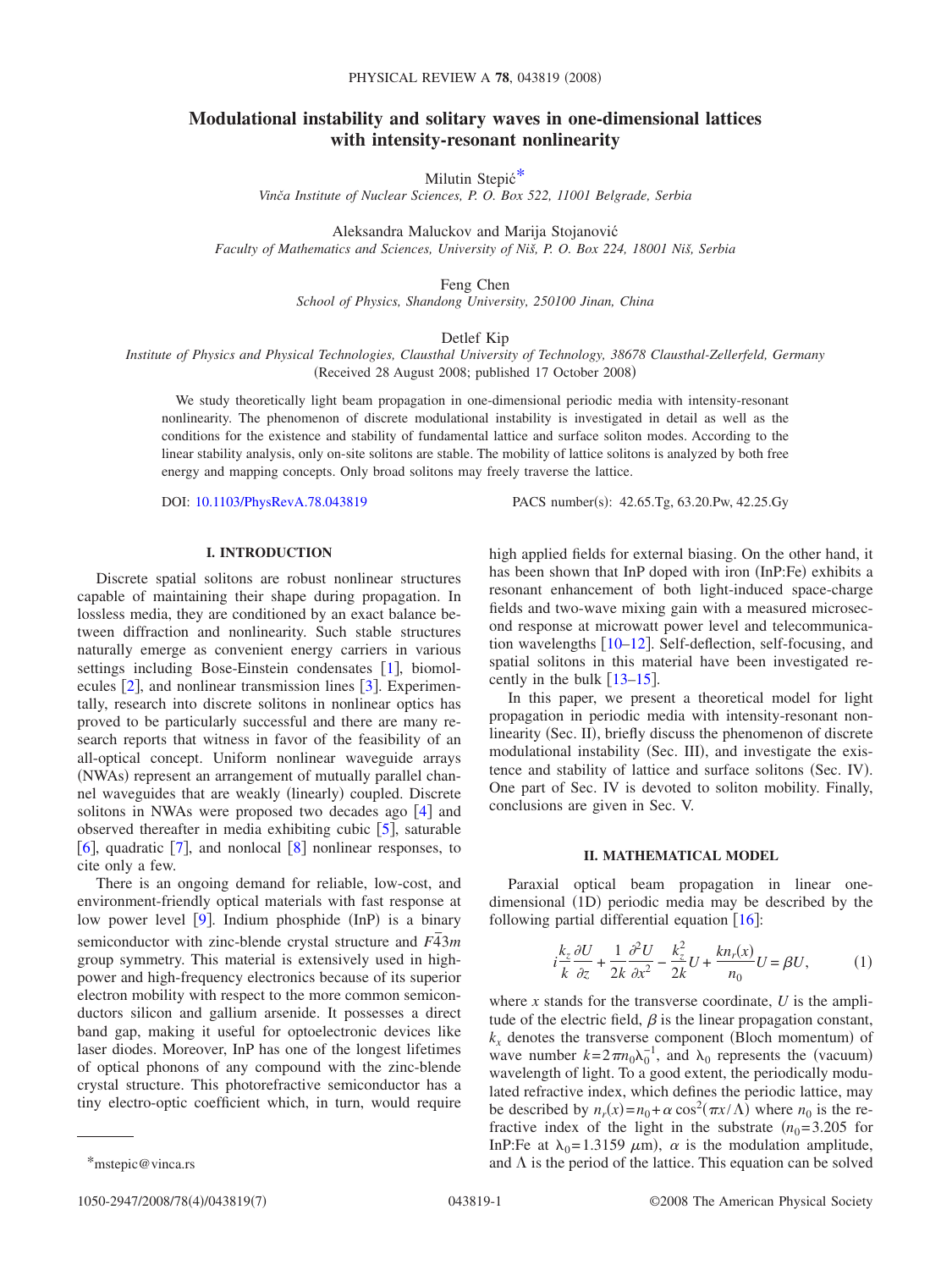# Modulational instability and solitary waves in one-dimensional lattices with intensity-resonant nonlinearity

Milutin Stepić*

*Vinča Institute of Nuclear Sciences, P. O. Box 522, 11001 Belgrade, Serbia*

Aleksandra Maluckov and Marija Stojanović

*Faculty of Mathematics and Sciences, University of Niš, P. O. Box 224, 18001 Niš, Serbia*

Feng Chen

*School of Physics, Shandong University, 250100 Jinan, China*

Detlef Kip

*Institute of Physics and Physical Technologies, Clausthal University of Technology, 38678 Clausthal-Zellerfeld, Germany*

(Received 28 August 2008; published 17 October 2008)

We study theoretically light beam propagation in one-dimensional periodic media with intensity-resonant nonlinearity. The phenomenon of discrete modulational instability is investigated in detail as well as the conditions for the existence and stability of fundamental lattice and surface soliton modes. According to the linear stability analysis, only on-site solitons are stable. The mobility of lattice solitons is analyzed by both free energy and mapping concepts. Only broad solitons may freely traverse the lattice.

DOI: 10.1103/PhysRevA.78.043819 PACS number(s): 42.65.Tg, 63.20.Pw, 42.25.Gy

## I. INTRODUCTION

Discrete spatial solitons are robust nonlinear structures capable of maintaining their shape during propagation. In lossless media, they are conditioned by an exact balance between diffraction and nonlinearity. Such stable structures naturally emerge as convenient energy carriers in various settings including Bose-Einstein condensates [1], biomolecules [2], and nonlinear transmission lines [3]. Experimentally, research into discrete solitons in nonlinear optics has proved to be particularly successful and there are many research reports that witness in favor of the feasibility of an all-optical concept. Uniform nonlinear waveguide arrays (NWAs) represent an arrangement of mutually parallel channel waveguides that are weakly (linearly) coupled. Discrete solitons in NWAs were proposed two decades ago [4] and observed thereafter in media exhibiting cubic [5], saturable [6], quadratic [7], and nonlocal [8] nonlinear responses, to cite only a few.

There is an ongoing demand for reliable, low-cost, and environment-friendly optical materials with fast response at low power level [9]. Indium phosphide (InP) is a binary semiconductor with zinc-blende crystal structure and $F\bar{4}3m$ group symmetry. This material is extensively used in high-power and high-frequency electronics because of its superior electron mobility with respect to the more common semiconductors silicon and gallium arsenide. It possesses a direct band gap, making it useful for optoelectronic devices like laser diodes. Moreover, InP has one of the longest lifetimes of optical phonons of any compound with the zinc-blende crystal structure. This photorefractive semiconductor has a tiny electro-optic coefficient which, in turn, would require high applied fields for external biasing. On the other hand, it has been shown that InP doped with iron (InP:Fe) exhibits a resonant enhancement of both light-induced space-charge fields and two-wave mixing gain with a measured microsecond response at microwatt power level and telecommunication wavelengths [10–12]. Self-deflection, self-focusing, and spatial solitons in this material have been investigated recently in the bulk [13–15].

In this paper, we present a theoretical model for light propagation in periodic media with intensity-resonant nonlinearity (Sec. II), briefly discuss the phenomenon of discrete modulational instability (Sec. III), and investigate the existence and stability of lattice and surface solitons (Sec. IV). One part of Sec. IV is devoted to soliton mobility. Finally, conclusions are given in Sec. V.

## II. MATHEMATICAL MODEL

Paraxial optical beam propagation in linear one-dimensional (1D) periodic media may be described by the following partial differential equation [16]:

$$i\frac{k_z}{k}\frac{\partial U}{\partial z} + \frac{1}{2k}\frac{\partial^2 U}{\partial x^2} - \frac{k_z^2}{2k}U + \frac{kn_r(x)}{n_0}U = \beta U, \qquad (1)$$

where $x$ stands for the transverse coordinate, $U$ is the amplitude of the electric field, $\beta$ is the linear propagation constant, $k_x$ denotes the transverse component (Bloch momentum) of wave number $k=2\pi n_0\lambda_0^{-1}$, and $\lambda_0$ represents the (vacuum) wavelength of light. To a good extent, the periodically modulated refractive index, which defines the periodic lattice, may be described by $n_r(x)=n_0+\alpha\cos^2(\pi x/\Lambda)$ where $n_0$ is the refractive index of the light in the substrate ($n_0=3.205$ for InP:Fe at $\lambda_0=1.3159$ $\mu$m), $\alpha$ is the modulation amplitude, and $\Lambda$ is the period of the lattice. This equation can be solved

*mstepic@vinca.rs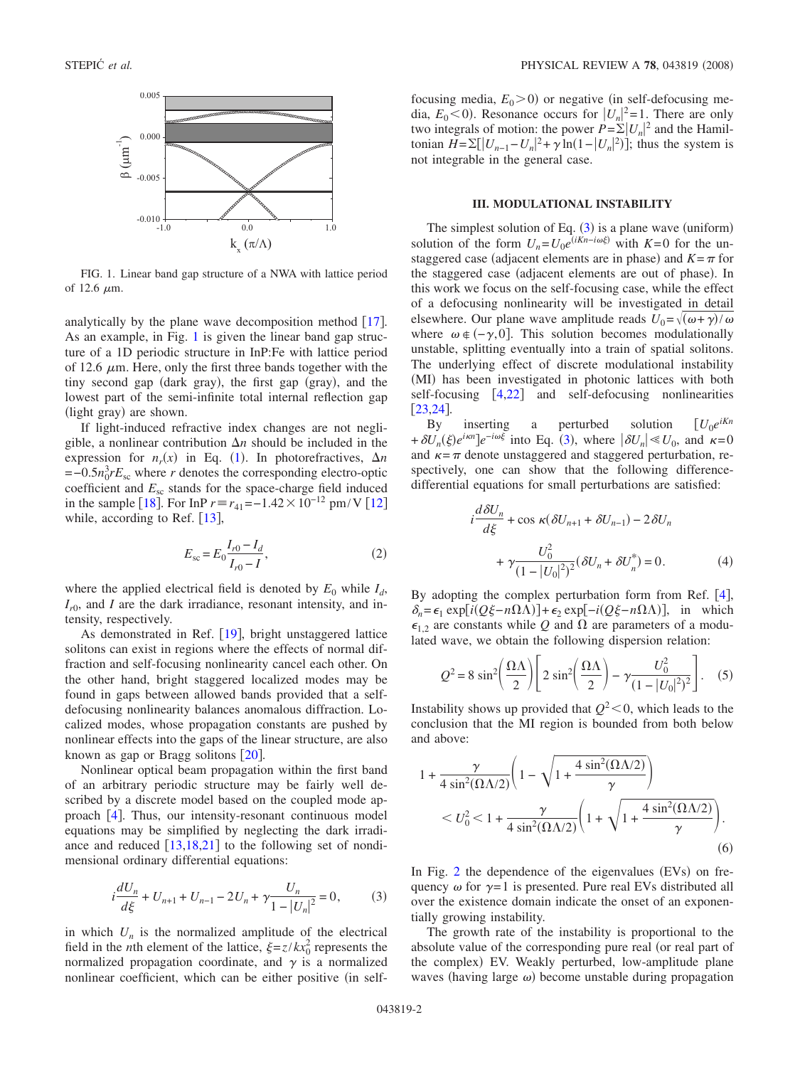FIG. 1. Linear band gap structure of a NWA with lattice period of 12.6 $\mu$m.

analytically by the plane wave decomposition method [17]. As an example, in Fig. 1 is given the linear band gap structure of a 1D periodic structure in InP:Fe with lattice period of 12.6 $\mu$m. Here, only the first three bands together with the tiny second gap (dark gray), the first gap (gray), and the lowest part of the semi-infinite total internal reflection gap (light gray) are shown.

If light-induced refractive index changes are not negligible, a nonlinear contribution $\Delta n$ should be included in the expression for $n_r(x)$ in Eq. (1). In photorefractives, $\Delta n = -0.5 n_0^3 r E_{sc}$ where $r$ denotes the corresponding electro-optic coefficient and $E_{sc}$ stands for the space-charge field induced in the sample [18]. For InP $r \equiv r_{41} = -1.42 \times 10^{-12}$ pm/V [12] while, according to Ref. [13],

$$E_{sc} = E_0 \frac{I_{r0} - I_d}{I_{r0} - I}, \tag{2}$$

where the applied electrical field is denoted by $E_0$ while $I_d$, $I_{r0}$, and $I$ are the dark irradiance, resonant intensity, and intensity, respectively.

As demonstrated in Ref. [19], bright unstaggered lattice solitons can exist in regions where the effects of normal diffraction and self-focusing nonlinearity cancel each other. On the other hand, bright staggered localized modes may be found in gaps between allowed bands provided that a self-defocusing nonlinearity balances anomalous diffraction. Localized modes, whose propagation constants are pushed by nonlinear effects into the gaps of the linear structure, are also known as gap or Bragg solitons [20].

Nonlinear optical beam propagation within the first band of an arbitrary periodic structure may be fairly well described by a discrete model based on the coupled mode approach [4]. Thus, our intensity-resonant continuous model equations may be simplified by neglecting the dark irradiance and reduced [13,18,21] to the following set of nondimensional ordinary differential equations:

$$i\frac{dU_n}{d\xi} + U_{n+1} + U_{n-1} - 2U_n + \gamma \frac{U_n}{1 - |U_n|^2} = 0, \tag{3}$$

in which $U_n$ is the normalized amplitude of the electrical field in the $n$th element of the lattice, $\xi = z/kx_0^2$ represents the normalized propagation coordinate, and $\gamma$ is a normalized nonlinear coefficient, which can be either positive (in self-focusing media, $E_0 > 0$) or negative (in self-defocusing media, $E_0 < 0$). Resonance occurs for $|U_n|^2 = 1$. There are only two integrals of motion: the power $P = \Sigma |U_n|^2$ and the Hamiltonian $H = \Sigma[|U_{n-1} - U_n|^2 + \gamma \ln(1 - |U_n|^2)]$; thus the system is not integrable in the general case.

## III. MODULATIONAL INSTABILITY

The simplest solution of Eq. (3) is a plane wave (uniform) solution of the form $U_n = U_0 e^{(iKn - i\omega\xi)}$ with $K=0$ for the unstaggered case (adjacent elements are in phase) and $K=\pi$ for the staggered case (adjacent elements are out of phase). In this work we focus on the self-focusing case, while the effect of a defocusing nonlinearity will be investigated in detail elsewhere. Our plane wave amplitude reads $U_0 = \sqrt{(\omega + \gamma)/\omega}$ where $\omega \notin (-\gamma, 0]$. This solution becomes modulationally unstable, splitting eventually into a train of spatial solitons. The underlying effect of discrete modulational instability (MI) has been investigated in photonic lattices with both self-focusing [4,22] and self-defocusing nonlinearities [23,24].

By inserting a perturbed solution $[U_0 e^{iKn} + \delta U_n(\xi) e^{i\kappa n}] e^{-i\omega\xi}$ into Eq. (3), where $|\delta U_n| \ll U_0$, and $\kappa = 0$ and $\kappa = \pi$ denote unstaggered and staggered perturbation, respectively, one can show that the following difference-differential equations for small perturbations are satisfied:

$$i\frac{d\delta U_n}{d\xi} + \cos\kappa(\delta U_{n+1} + \delta U_{n-1}) - 2\delta U_n + \gamma \frac{U_0^2}{(1 - |U_0|^2)^2}(\delta U_n + \delta U_n^*) = 0. \tag{4}$$

By adopting the complex perturbation form from Ref. [4], $\delta_n = \epsilon_1 \exp[i(Q\xi - n\Omega\Lambda)] + \epsilon_2 \exp[-i(Q\xi - n\Omega\Lambda)]$, in which $\epsilon_{1,2}$ are constants while $Q$ and $\Omega$ are parameters of a modulated wave, we obtain the following dispersion relation:

$$Q^2 = 8\sin^2\left(\frac{\Omega\Lambda}{2}\right)\left[2\sin^2\left(\frac{\Omega\Lambda}{2}\right) - \gamma\frac{U_0^2}{(1 - |U_0|^2)^2}\right]. \tag{5}$$

Instability shows up provided that $Q^2 < 0$, which leads to the conclusion that the MI region is bounded from both below and above:

$$1 + \frac{\gamma}{4\sin^2(\Omega\Lambda/2)}\left(1 - \sqrt{1 + \frac{4\sin^2(\Omega\Lambda/2)}{\gamma}}\right) < U_0^2 < 1 + \frac{\gamma}{4\sin^2(\Omega\Lambda/2)}\left(1 + \sqrt{1 + \frac{4\sin^2(\Omega\Lambda/2)}{\gamma}}\right). \tag{6}$$

In Fig. 2 the dependence of the eigenvalues (EVs) on frequency $\omega$ for $\gamma = 1$ is presented. Pure real EVs distributed all over the existence domain indicate the onset of an exponentially growing instability.

The growth rate of the instability is proportional to the absolute value of the corresponding pure real (or real part of the complex) EV. Weakly perturbed, low-amplitude plane waves (having large $\omega$) become unstable during propagation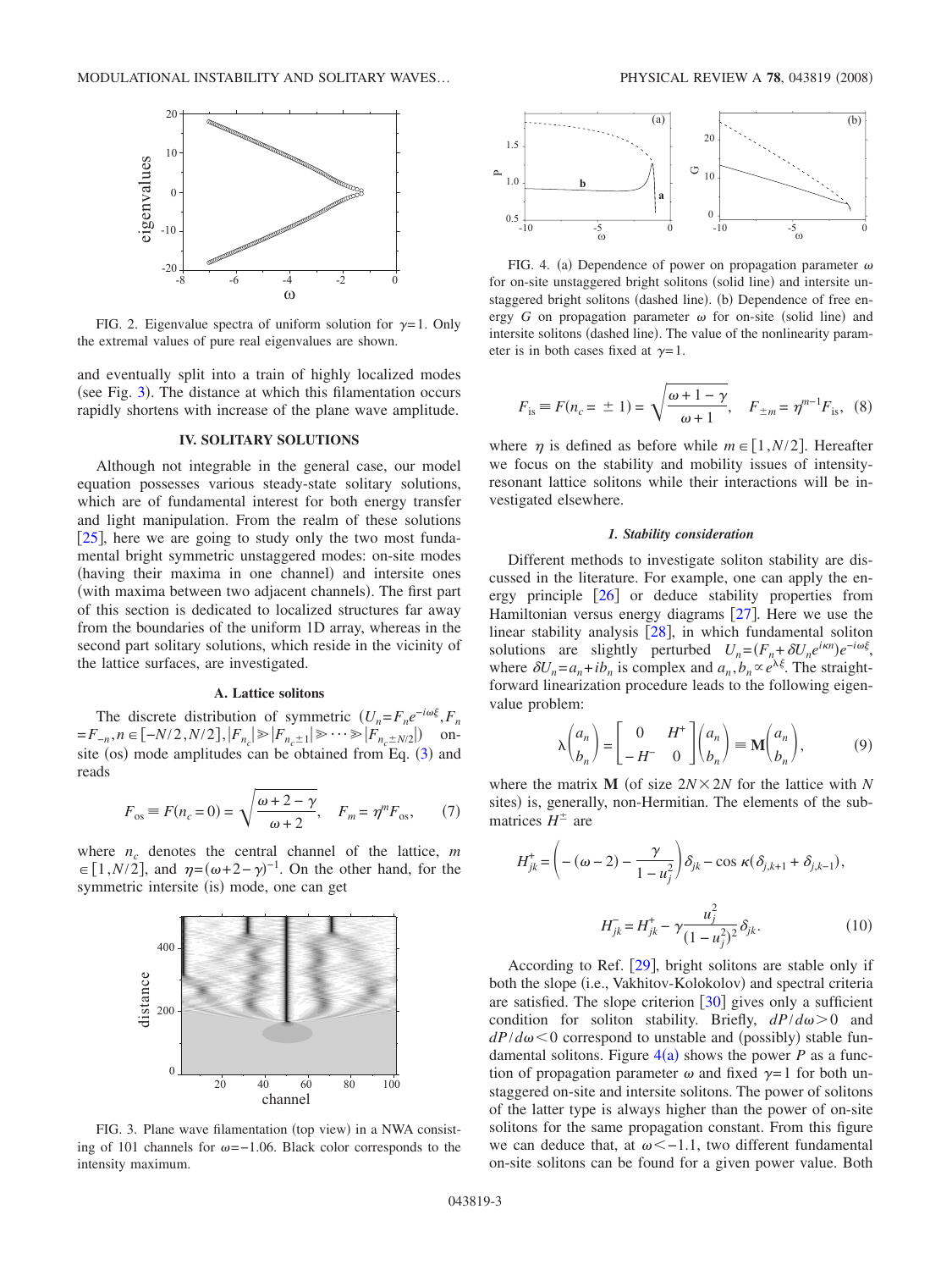FIG. 2. Eigenvalue spectra of uniform solution for $\gamma=1$. Only the extremal values of pure real eigenvalues are shown.

and eventually split into a train of highly localized modes (see Fig. 3). The distance at which this filamentation occurs rapidly shortens with increase of the plane wave amplitude.

## IV. SOLITARY SOLUTIONS

Although not integrable in the general case, our model equation possesses various steady-state solitary solutions, which are of fundamental interest for both energy transfer and light manipulation. From the realm of these solutions [25], here we are going to study only the two most fundamental bright symmetric unstaggered modes: on-site modes (having their maxima in one channel) and intersite ones (with maxima between two adjacent channels). The first part of this section is dedicated to localized structures far away from the boundaries of the uniform 1D array, whereas in the second part solitary solutions, which reside in the vicinity of the lattice surfaces, are investigated.

### A. Lattice solitons

The discrete distribution of symmetric ($U_n=F_n e^{-i\omega\xi}, F_n = F_{-n}, n\in[-N/2,N/2], |F_{n_c}| \gg |F_{n_c\pm 1}| \gg \cdots \gg |F_{n_c\pm N/2}|$) on-site (os) mode amplitudes can be obtained from Eq. (3) and reads

$$F_{\mathrm{os}} \equiv F(n_c=0) = \sqrt{\frac{\omega+2-\gamma}{\omega+2}}, \quad F_m = \eta^m F_{\mathrm{os}}, \tag{7}$$

where $n_c$ denotes the central channel of the lattice, $m \in [1,N/2]$, and $\eta=(\omega+2-\gamma)^{-1}$. On the other hand, for the symmetric intersite (is) mode, one can get

FIG. 3. Plane wave filamentation (top view) in a NWA consisting of 101 channels for $\omega=-1.06$. Black color corresponds to the intensity maximum.

FIG. 4. (a) Dependence of power on propagation parameter $\omega$ for on-site unstaggered bright solitons (solid line) and intersite unstaggered bright solitons (dashed line). (b) Dependence of free energy $G$ on propagation parameter $\omega$ for on-site (solid line) and intersite solitons (dashed line). The value of the nonlinearity parameter is in both cases fixed at $\gamma=1$.

$$F_{\mathrm{is}} \equiv F(n_c=\pm 1) = \sqrt{\frac{\omega+1-\gamma}{\omega+1}}, \quad F_{\pm m} = \eta^{m-1}F_{\mathrm{is}}, \tag{8}$$

where $\eta$ is defined as before while $m\in[1,N/2]$. Hereafter we focus on the stability and mobility issues of intensity-resonant lattice solitons while their interactions will be investigated elsewhere.

#### 1. Stability consideration

Different methods to investigate soliton stability are discussed in the literature. For example, one can apply the energy principle [26] or deduce stability properties from Hamiltonian versus energy diagrams [27]. Here we use the linear stability analysis [28], in which fundamental soliton solutions are slightly perturbed $U_n=(F_n+\delta U_n e^{i\kappa n})e^{-i\omega\xi}$, where $\delta U_n = a_n + i b_n$ is complex and $a_n, b_n \propto e^{\lambda\xi}$. The straightforward linearization procedure leads to the following eigenvalue problem:

$$\lambda\begin{pmatrix} a_n \\ b_n \end{pmatrix} = \begin{bmatrix} 0 & H^+ \\ -H^- & 0 \end{bmatrix}\begin{pmatrix} a_n \\ b_n \end{pmatrix} \equiv \mathbf{M}\begin{pmatrix} a_n \\ b_n \end{pmatrix}, \tag{9}$$

where the matrix $\mathbf{M}$ (of size $2N\times 2N$ for the lattice with $N$ sites) is, generally, non-Hermitian. The elements of the submatrices $H^{\pm}$ are

$$H^+_{jk} = \left(-(\omega-2) - \frac{\gamma}{1-u_j^2}\right)\delta_{jk} - \cos\kappa(\delta_{j,k+1}+\delta_{j,k-1}),$$

$$H^-_{jk} = H^+_{jk} - \gamma\frac{u_j^2}{(1-u_j^2)^2}\delta_{jk}. \tag{10}$$

According to Ref. [29], bright solitons are stable only if both the slope (i.e., Vakhitov-Kolokolov) and spectral criteria are satisfied. The slope criterion [30] gives only a sufficient condition for soliton stability. Briefly, $dP/d\omega>0$ and $dP/d\omega<0$ correspond to unstable and (possibly) stable fundamental solitons. Figure 4(a) shows the power $P$ as a function of propagation parameter $\omega$ and fixed $\gamma=1$ for both unstaggered on-site and intersite solitons. The power of solitons of the latter type is always higher than the power of on-site solitons for the same propagation constant. From this figure we can deduce that, at $\omega<-1.1$, two different fundamental on-site solitons can be found for a given power value. Both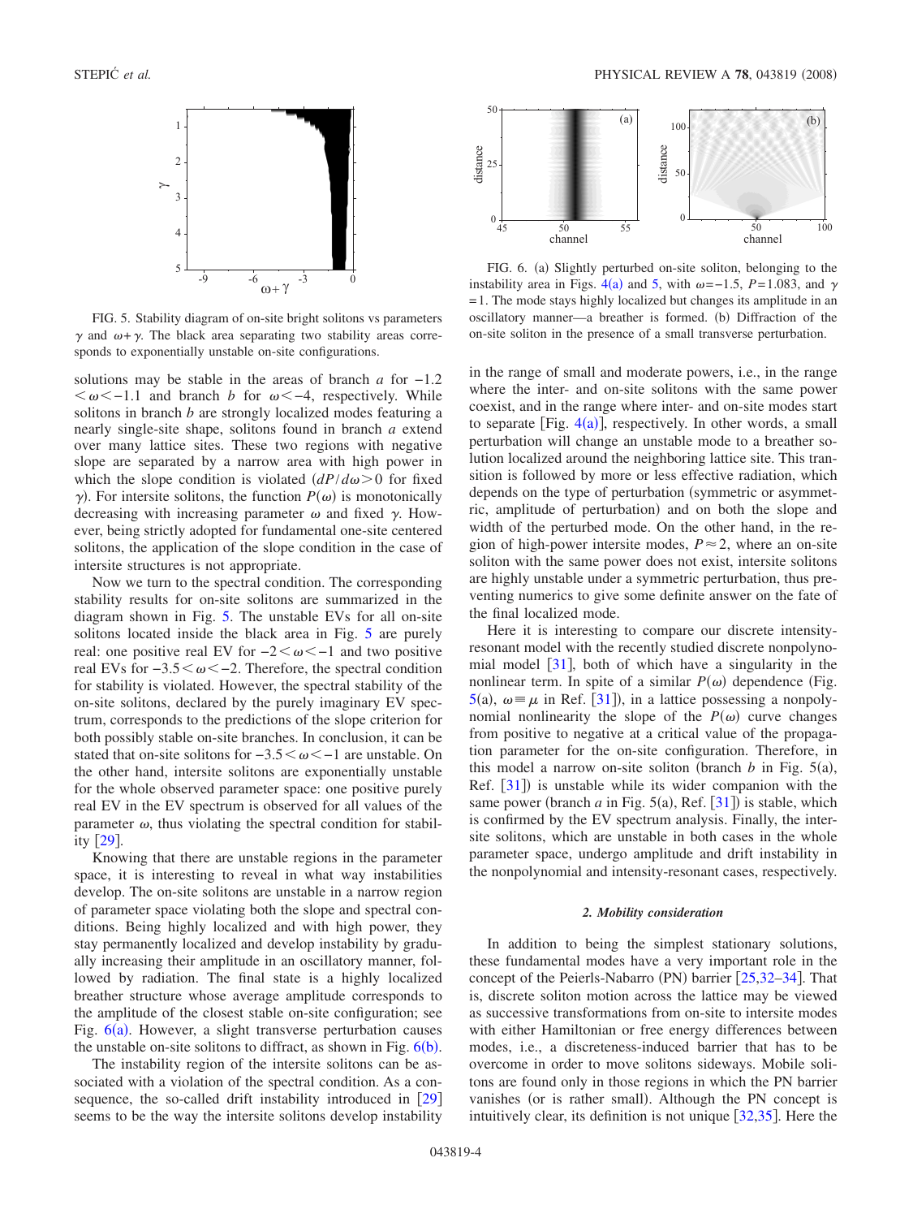FIG. 5. Stability diagram of on-site bright solitons vs parameters $\gamma$ and $\omega+\gamma$. The black area separating two stability areas corresponds to exponentially unstable on-site configurations.

solutions may be stable in the areas of branch *a* for $-1.2 < \omega < -1.1$ and branch *b* for $\omega < -4$, respectively. While solitons in branch *b* are strongly localized modes featuring a nearly single-site shape, solitons found in branch *a* extend over many lattice sites. These two regions with negative slope are separated by a narrow area with high power in which the slope condition is violated ($dP/d\omega > 0$ for fixed $\gamma$). For intersite solitons, the function $P(\omega)$ is monotonically decreasing with increasing parameter $\omega$ and fixed $\gamma$. However, being strictly adopted for fundamental one-site centered solitons, the application of the slope condition in the case of intersite structures is not appropriate.

Now we turn to the spectral condition. The corresponding stability results for on-site solitons are summarized in the diagram shown in Fig. 5. The unstable EVs for all on-site solitons located inside the black area in Fig. 5 are purely real: one positive real EV for $-2 < \omega < -1$ and two positive real EVs for $-3.5 < \omega < -2$. Therefore, the spectral condition for stability is violated. However, the spectral stability of the on-site solitons, declared by the purely imaginary EV spectrum, corresponds to the predictions of the slope criterion for both possibly stable on-site branches. In conclusion, it can be stated that on-site solitons for $-3.5 < \omega < -1$ are unstable. On the other hand, intersite solitons are exponentially unstable for the whole observed parameter space: one positive purely real EV in the EV spectrum is observed for all values of the parameter $\omega$, thus violating the spectral condition for stability [29].

Knowing that there are unstable regions in the parameter space, it is interesting to reveal in what way instabilities develop. The on-site solitons are unstable in a narrow region of parameter space violating both the slope and spectral conditions. Being highly localized and with high power, they stay permanently localized and develop instability by gradually increasing their amplitude in an oscillatory manner, followed by radiation. The final state is a highly localized breather structure whose average amplitude corresponds to the amplitude of the closest stable on-site configuration; see Fig. 6(a). However, a slight transverse perturbation causes the unstable on-site solitons to diffract, as shown in Fig. 6(b).

The instability region of the intersite solitons can be associated with a violation of the spectral condition. As a consequence, the so-called drift instability introduced in [29] seems to be the way the intersite solitons develop instability in the range of small and moderate powers, i.e., in the range where the inter- and on-site solitons with the same power coexist, and in the range where inter- and on-site modes start to separate [Fig. 4(a)], respectively. In other words, a small perturbation will change an unstable mode to a breather solution localized around the neighboring lattice site. This transition is followed by more or less effective radiation, which depends on the type of perturbation (symmetric or asymmetric, amplitude of perturbation) and on both the slope and width of the perturbed mode. On the other hand, in the region of high-power intersite modes, $P \approx 2$, where an on-site soliton with the same power does not exist, intersite solitons are highly unstable under a symmetric perturbation, thus preventing numerics to give some definite answer on the fate of the final localized mode.

FIG. 6. (a) Slightly perturbed on-site soliton, belonging to the instability area in Figs. 4(a) and 5, with $\omega = -1.5$, $P = 1.083$, and $\gamma = 1$. The mode stays highly localized but changes its amplitude in an oscillatory manner—a breather is formed. (b) Diffraction of the on-site soliton in the presence of a small transverse perturbation.

Here it is interesting to compare our discrete intensity-resonant model with the recently studied discrete nonpolynomial model [31], both of which have a singularity in the nonlinear term. In spite of a similar $P(\omega)$ dependence (Fig. 5(a), $\omega \equiv \mu$ in Ref. [31]), in a lattice possessing a nonpolynomial nonlinearity the slope of the $P(\omega)$ curve changes from positive to negative at a critical value of the propagation parameter for the on-site configuration. Therefore, in this model a narrow on-site soliton (branch *b* in Fig. 5(a), Ref. [31]) is unstable while its wider companion with the same power (branch *a* in Fig. 5(a), Ref. [31]) is stable, which is confirmed by the EV spectrum analysis. Finally, the intersite solitons, which are unstable in both cases in the whole parameter space, undergo amplitude and drift instability in the nonpolynomial and intensity-resonant cases, respectively.

#### *2. Mobility consideration*

In addition to being the simplest stationary solutions, these fundamental modes have a very important role in the concept of the Peierls-Nabarro (PN) barrier [25,32–34]. That is, discrete soliton motion across the lattice may be viewed as successive transformations from on-site to intersite modes with either Hamiltonian or free energy differences between modes, i.e., a discreteness-induced barrier that has to be overcome in order to move solitons sideways. Mobile solitons are found only in those regions in which the PN barrier vanishes (or is rather small). Although the PN concept is intuitively clear, its definition is not unique [32,35]. Here the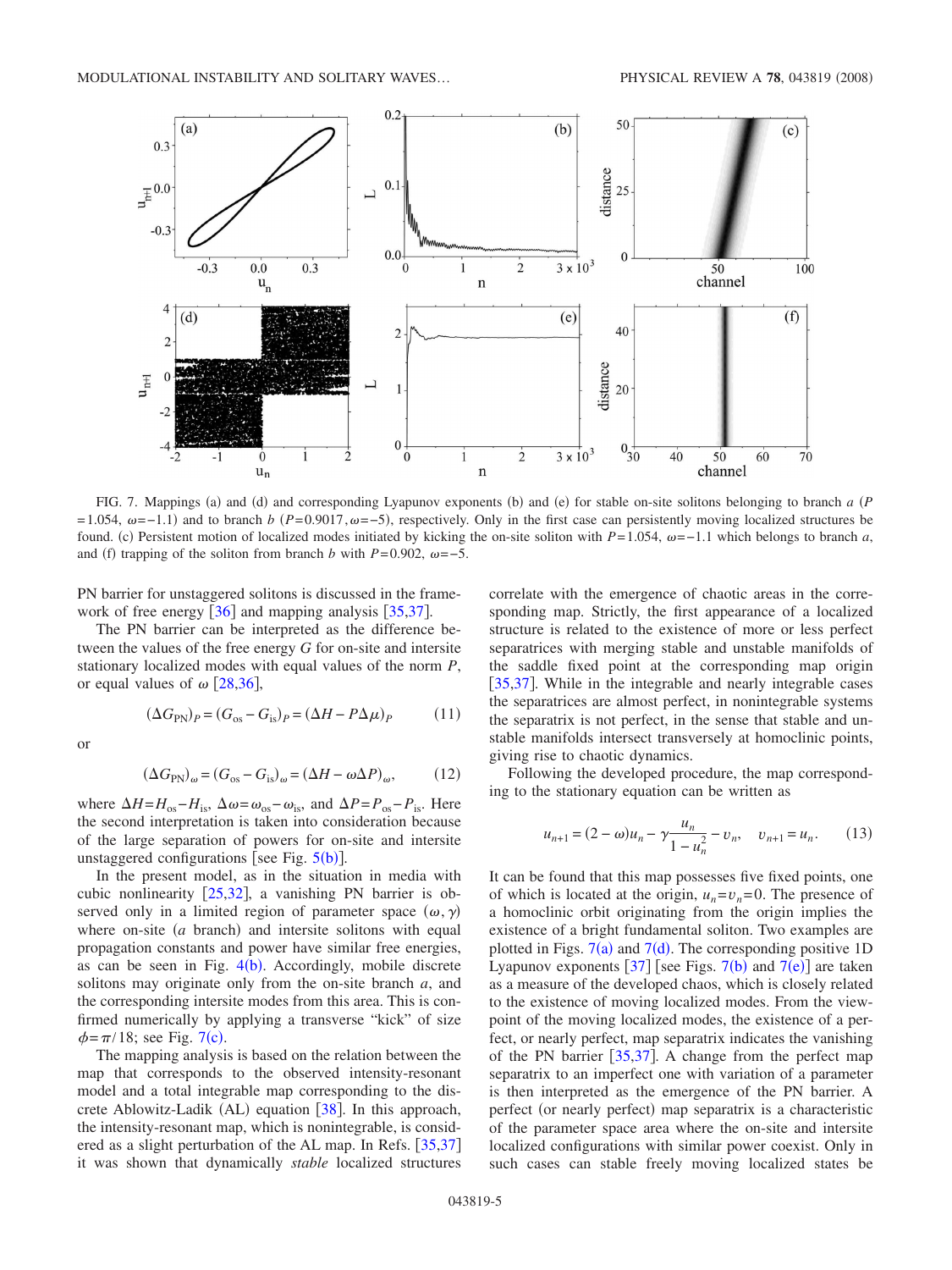FIG. 7. Mappings (a) and (d) and corresponding Lyapunov exponents (b) and (e) for stable on-site solitons belonging to branch $a$ ($P=1.054$, $\omega=-1.1$) and to branch $b$ ($P=0.9017, \omega=-5$), respectively. Only in the first case can persistently moving localized structures be found. (c) Persistent motion of localized modes initiated by kicking the on-site soliton with $P=1.054$, $\omega=-1.1$ which belongs to branch $a$, and (f) trapping of the soliton from branch $b$ with $P=0.902$, $\omega=-5$.

PN barrier for unstaggered solitons is discussed in the framework of free energy [36] and mapping analysis [35,37].

The PN barrier can be interpreted as the difference between the values of the free energy $G$ for on-site and intersite stationary localized modes with equal values of the norm $P$, or equal values of $\omega$ [28,36],

$$(\Delta G_{\mathrm{PN}})_P = (G_{\mathrm{os}} - G_{\mathrm{is}})_P = (\Delta H - P\Delta\mu)_P \tag{11}$$

or

$$(\Delta G_{\mathrm{PN}})_\omega = (G_{\mathrm{os}} - G_{\mathrm{is}})_\omega = (\Delta H - \omega\Delta P)_\omega, \tag{12}$$

where $\Delta H = H_{\mathrm{os}} - H_{\mathrm{is}}$, $\Delta\omega = \omega_{\mathrm{os}} - \omega_{\mathrm{is}}$, and $\Delta P = P_{\mathrm{os}} - P_{\mathrm{is}}$. Here the second interpretation is taken into consideration because of the large separation of powers for on-site and intersite unstaggered configurations [see Fig. 5(b)].

In the present model, as in the situation in media with cubic nonlinearity [25,32], a vanishing PN barrier is observed only in a limited region of parameter space $(\omega, \gamma)$ where on-site ($a$ branch) and intersite solitons with equal propagation constants and power have similar free energies, as can be seen in Fig. 4(b). Accordingly, mobile discrete solitons may originate only from the on-site branch $a$, and the corresponding intersite modes from this area. This is confirmed numerically by applying a transverse "kick" of size $\phi = \pi/18$; see Fig. 7(c).

The mapping analysis is based on the relation between the map that corresponds to the observed intensity-resonant model and a total integrable map corresponding to the discrete Ablowitz-Ladik (AL) equation [38]. In this approach, the intensity-resonant map, which is nonintegrable, is considered as a slight perturbation of the AL map. In Refs. [35,37] it was shown that dynamically *stable* localized structures correlate with the emergence of chaotic areas in the corresponding map. Strictly, the first appearance of a localized structure is related to the existence of more or less perfect separatrices with merging stable and unstable manifolds of the saddle fixed point at the corresponding map origin [35,37]. While in the integrable and nearly integrable cases the separatrices are almost perfect, in nonintegrable systems the separatrix is not perfect, in the sense that stable and unstable manifolds intersect transversely at homoclinic points, giving rise to chaotic dynamics.

Following the developed procedure, the map corresponding to the stationary equation can be written as

$$u_{n+1} = (2-\omega)u_n - \gamma\frac{u_n}{1-u_n^2} - v_n, \quad v_{n+1} = u_n. \tag{13}$$

It can be found that this map possesses five fixed points, one of which is located at the origin, $u_n = v_n = 0$. The presence of a homoclinic orbit originating from the origin implies the existence of a bright fundamental soliton. Two examples are plotted in Figs. 7(a) and 7(d). The corresponding positive 1D Lyapunov exponents [37] [see Figs. 7(b) and 7(e)] are taken as a measure of the developed chaos, which is closely related to the existence of moving localized modes. From the viewpoint of the moving localized modes, the existence of a perfect, or nearly perfect, map separatrix indicates the vanishing of the PN barrier [35,37]. A change from the perfect map separatrix to an imperfect one with variation of a parameter is then interpreted as the emergence of the PN barrier. A perfect (or nearly perfect) map separatrix is a characteristic of the parameter space area where the on-site and intersite localized configurations with similar power coexist. Only in such cases can stable freely moving localized states be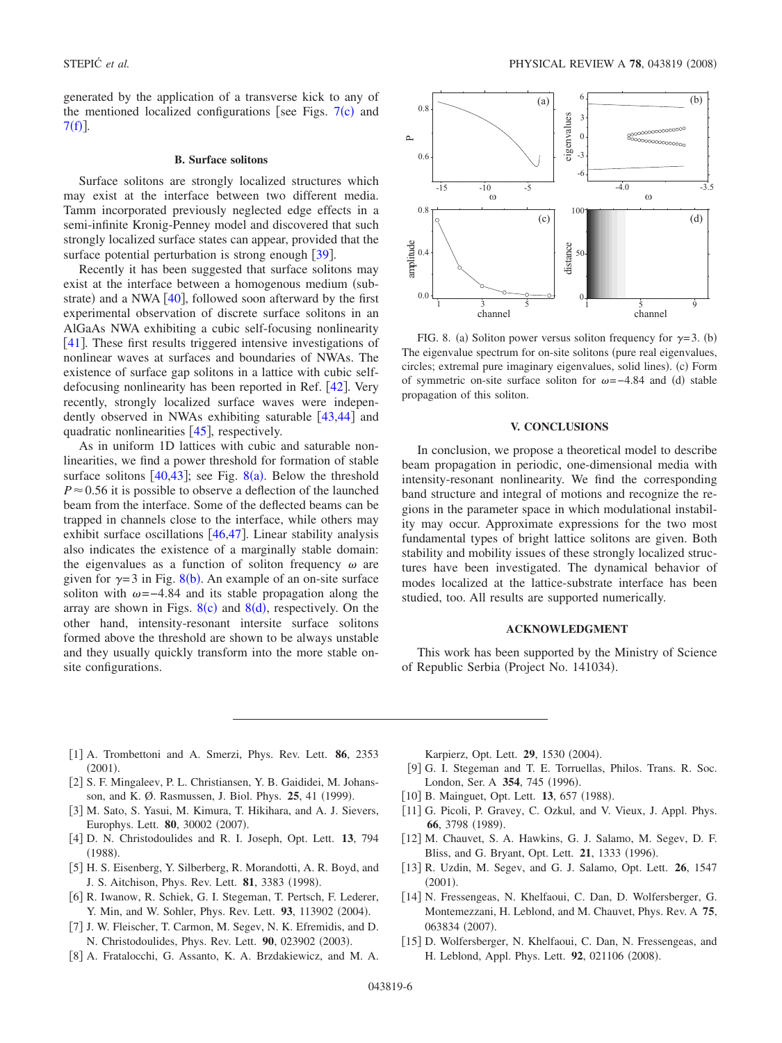generated by the application of a transverse kick to any of the mentioned localized configurations [see Figs. 7(c) and 7(f)].

### B. Surface solitons

Surface solitons are strongly localized structures which may exist at the interface between two different media. Tamm incorporated previously neglected edge effects in a semi-infinite Kronig-Penney model and discovered that such strongly localized surface states can appear, provided that the surface potential perturbation is strong enough [39].

Recently it has been suggested that surface solitons may exist at the interface between a homogenous medium (substrate) and a NWA [40], followed soon afterward by the first experimental observation of discrete surface solitons in an AlGaAs NWA exhibiting a cubic self-focusing nonlinearity [41]. These first results triggered intensive investigations of nonlinear waves at surfaces and boundaries of NWAs. The existence of surface gap solitons in a lattice with cubic self-defocusing nonlinearity has been reported in Ref. [42]. Very recently, strongly localized surface waves were independently observed in NWAs exhibiting saturable [43,44] and quadratic nonlinearities [45], respectively.

As in uniform 1D lattices with cubic and saturable nonlinearities, we find a power threshold for formation of stable surface solitons [40,43]; see Fig. 8(a). Below the threshold $P \approx 0.56$ it is possible to observe a deflection of the launched beam from the interface. Some of the deflected beams can be trapped in channels close to the interface, while others may exhibit surface oscillations [46,47]. Linear stability analysis also indicates the existence of a marginally stable domain: the eigenvalues as a function of soliton frequency $\omega$ are given for $\gamma=3$ in Fig. 8(b). An example of an on-site surface soliton with $\omega=-4.84$ and its stable propagation along the array are shown in Figs. 8(c) and 8(d), respectively. On the other hand, intensity-resonant intersite surface solitons formed above the threshold are shown to be always unstable and they usually quickly transform into the more stable on-site configurations.

FIG. 8. (a) Soliton power versus soliton frequency for $\gamma=3$. (b) The eigenvalue spectrum for on-site solitons (pure real eigenvalues, circles; extremal pure imaginary eigenvalues, solid lines). (c) Form of symmetric on-site surface soliton for $\omega=-4.84$ and (d) stable propagation of this soliton.

## V. CONCLUSIONS

In conclusion, we propose a theoretical model to describe beam propagation in periodic, one-dimensional media with intensity-resonant nonlinearity. We find the corresponding band structure and integral of motions and recognize the regions in the parameter space in which modulational instability may occur. Approximate expressions for the two most fundamental types of bright lattice solitons are given. Both stability and mobility issues of these strongly localized structures have been investigated. The dynamical behavior of modes localized at the lattice-substrate interface has been studied, too. All results are supported numerically.

## ACKNOWLEDGMENT

This work has been supported by the Ministry of Science of Republic Serbia (Project No. 141034).

[1] A. Trombettoni and A. Smerzi, Phys. Rev. Lett. **86**, 2353 (2001).
[2] S. F. Mingaleev, P. L. Christiansen, Y. B. Gaididei, M. Johansson, and K. Ø. Rasmussen, J. Biol. Phys. **25**, 41 (1999).
[3] M. Sato, S. Yasui, M. Kimura, T. Hikihara, and A. J. Sievers, Europhys. Lett. **80**, 30002 (2007).
[4] D. N. Christodoulides and R. I. Joseph, Opt. Lett. **13**, 794 (1988).
[5] H. S. Eisenberg, Y. Silberberg, R. Morandotti, A. R. Boyd, and J. S. Aitchison, Phys. Rev. Lett. **81**, 3383 (1998).
[6] R. Iwanow, R. Schiek, G. I. Stegeman, T. Pertsch, F. Lederer, Y. Min, and W. Sohler, Phys. Rev. Lett. **93**, 113902 (2004).
[7] J. W. Fleischer, T. Carmon, M. Segev, N. K. Efremidis, and D. N. Christodoulides, Phys. Rev. Lett. **90**, 023902 (2003).
[8] A. Fratalocchi, G. Assanto, K. A. Brzdakiewicz, and M. A. Karpierz, Opt. Lett. **29**, 1530 (2004).
[9] G. I. Stegeman and T. E. Torruellas, Philos. Trans. R. Soc. London, Ser. A **354**, 745 (1996).
[10] B. Mainguet, Opt. Lett. **13**, 657 (1988).
[11] G. Picoli, P. Gravey, C. Ozkul, and V. Vieux, J. Appl. Phys. **66**, 3798 (1989).
[12] M. Chauvet, S. A. Hawkins, G. J. Salamo, M. Segev, D. F. Bliss, and G. Bryant, Opt. Lett. **21**, 1333 (1996).
[13] R. Uzdin, M. Segev, and G. J. Salamo, Opt. Lett. **26**, 1547 (2001).
[14] N. Fressengeas, N. Khelfaoui, C. Dan, D. Wolfersberger, G. Montemezzani, H. Leblond, and M. Chauvet, Phys. Rev. A **75**, 063834 (2007).
[15] D. Wolfersberger, N. Khelfaoui, C. Dan, N. Fressengeas, and H. Leblond, Appl. Phys. Lett. **92**, 021106 (2008).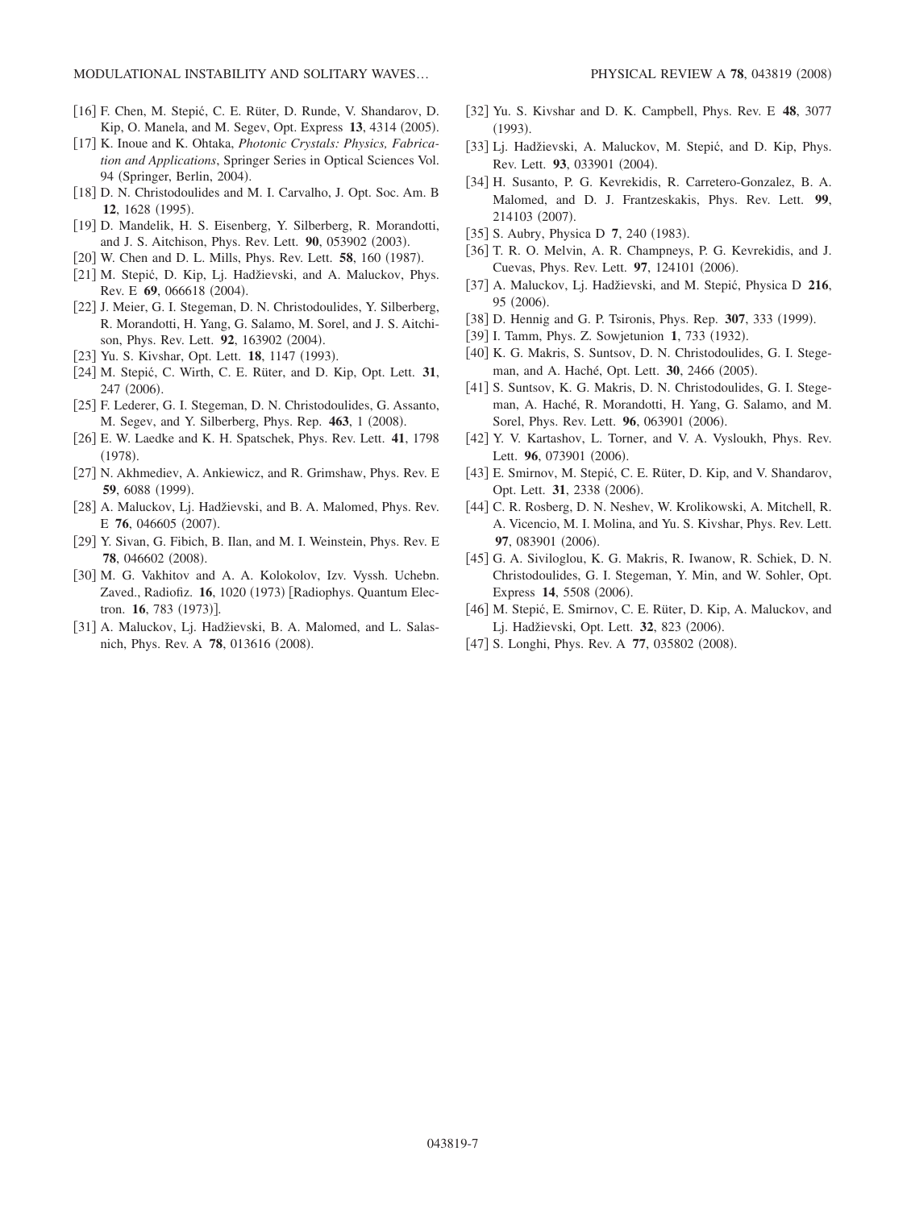[16] F. Chen, M. Stepić, C. E. Rüter, D. Runde, V. Shandarov, D. Kip, O. Manela, and M. Segev, Opt. Express **13**, 4314 (2005).

[17] K. Inoue and K. Ohtaka, *Photonic Crystals: Physics, Fabrication and Applications*, Springer Series in Optical Sciences Vol. 94 (Springer, Berlin, 2004).

[18] D. N. Christodoulides and M. I. Carvalho, J. Opt. Soc. Am. B **12**, 1628 (1995).

[19] D. Mandelik, H. S. Eisenberg, Y. Silberberg, R. Morandotti, and J. S. Aitchison, Phys. Rev. Lett. **90**, 053902 (2003).

[20] W. Chen and D. L. Mills, Phys. Rev. Lett. **58**, 160 (1987).

[21] M. Stepić, D. Kip, Lj. Hadžievski, and A. Maluckov, Phys. Rev. E **69**, 066618 (2004).

[22] J. Meier, G. I. Stegeman, D. N. Christodoulides, Y. Silberberg, R. Morandotti, H. Yang, G. Salamo, M. Sorel, and J. S. Aitchison, Phys. Rev. Lett. **92**, 163902 (2004).

[23] Yu. S. Kivshar, Opt. Lett. **18**, 1147 (1993).

[24] M. Stepić, C. Wirth, C. E. Rüter, and D. Kip, Opt. Lett. **31**, 247 (2006).

[25] F. Lederer, G. I. Stegeman, D. N. Christodoulides, G. Assanto, M. Segev, and Y. Silberberg, Phys. Rep. **463**, 1 (2008).

[26] E. W. Laedke and K. H. Spatschek, Phys. Rev. Lett. **41**, 1798 (1978).

[27] N. Akhmediev, A. Ankiewicz, and R. Grimshaw, Phys. Rev. E **59**, 6088 (1999).

[28] A. Maluckov, Lj. Hadžievski, and B. A. Malomed, Phys. Rev. E **76**, 046605 (2007).

[29] Y. Sivan, G. Fibich, B. Ilan, and M. I. Weinstein, Phys. Rev. E **78**, 046602 (2008).

[30] M. G. Vakhitov and A. A. Kolokolov, Izv. Vyssh. Uchebn. Zaved., Radiofiz. **16**, 1020 (1973) [Radiophys. Quantum Electron. **16**, 783 (1973)].

[31] A. Maluckov, Lj. Hadžievski, B. A. Malomed, and L. Salasnich, Phys. Rev. A **78**, 013616 (2008).

[32] Yu. S. Kivshar and D. K. Campbell, Phys. Rev. E **48**, 3077 (1993).

[33] Lj. Hadžievski, A. Maluckov, M. Stepić, and D. Kip, Phys. Rev. Lett. **93**, 033901 (2004).

[34] H. Susanto, P. G. Kevrekidis, R. Carretero-Gonzalez, B. A. Malomed, and D. J. Frantzeskakis, Phys. Rev. Lett. **99**, 214103 (2007).

[35] S. Aubry, Physica D **7**, 240 (1983).

[36] T. R. O. Melvin, A. R. Champneys, P. G. Kevrekidis, and J. Cuevas, Phys. Rev. Lett. **97**, 124101 (2006).

[37] A. Maluckov, Lj. Hadžievski, and M. Stepić, Physica D **216**, 95 (2006).

[38] D. Hennig and G. P. Tsironis, Phys. Rep. **307**, 333 (1999).

[39] I. Tamm, Phys. Z. Sowjetunion **1**, 733 (1932).

[40] K. G. Makris, S. Suntsov, D. N. Christodoulides, G. I. Stegeman, and A. Haché, Opt. Lett. **30**, 2466 (2005).

[41] S. Suntsov, K. G. Makris, D. N. Christodoulides, G. I. Stegeman, A. Haché, R. Morandotti, H. Yang, G. Salamo, and M. Sorel, Phys. Rev. Lett. **96**, 063901 (2006).

[42] Y. V. Kartashov, L. Torner, and V. A. Vysloukh, Phys. Rev. Lett. **96**, 073901 (2006).

[43] E. Smirnov, M. Stepić, C. E. Rüter, D. Kip, and V. Shandarov, Opt. Lett. **31**, 2338 (2006).

[44] C. R. Rosberg, D. N. Neshev, W. Krolikowski, A. Mitchell, R. A. Vicencio, M. I. Molina, and Yu. S. Kivshar, Phys. Rev. Lett. **97**, 083901 (2006).

[45] G. A. Siviloglou, K. G. Makris, R. Iwanow, R. Schiek, D. N. Christodoulides, G. I. Stegeman, Y. Min, and W. Sohler, Opt. Express **14**, 5508 (2006).

[46] M. Stepić, E. Smirnov, C. E. Rüter, D. Kip, A. Maluckov, and Lj. Hadžievski, Opt. Lett. **32**, 823 (2006).

[47] S. Longhi, Phys. Rev. A **77**, 035802 (2008).